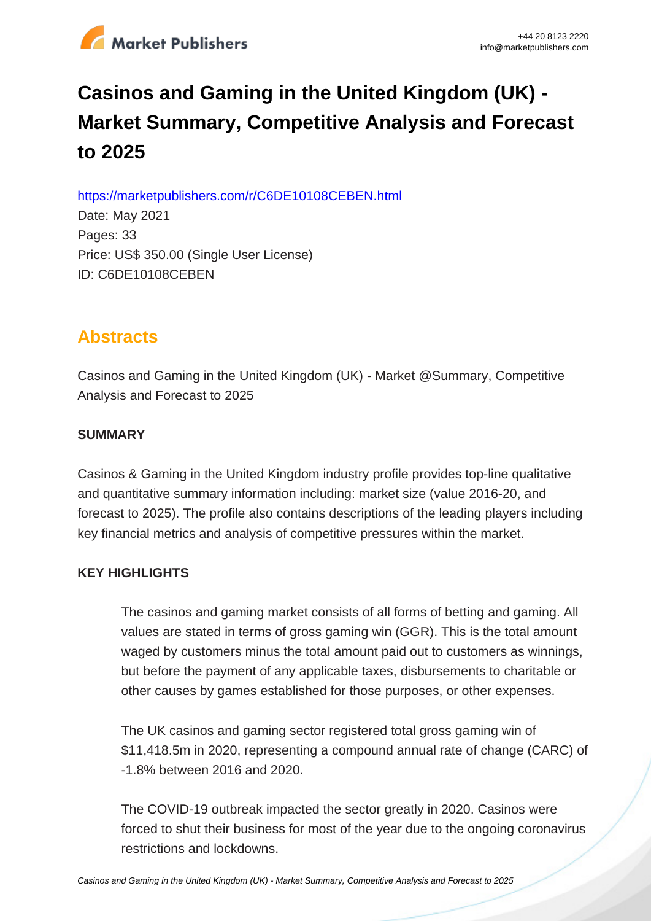# Casinos and Gaming in the United Kingdom (UK) - Market Summary, Competitive Analysis and Forecast to 2025

https://marketpublishers.com/r/C6DE10108CEBEN.html

Date: May 2021

Pages: 33

Price: US$ 350.00 (Single User License)

ID: C6DE10108CEBEN

## Abstracts

Casinos and Gaming in the United Kingdom (UK) - Market @Summary, Competitive Analysis and Forecast to 2025

**SUMMARY**

Casinos & Gaming in the United Kingdom industry profile provides top-line qualitative and quantitative summary information including: market size (value 2016-20, and forecast to 2025). The profile also contains descriptions of the leading players including key financial metrics and analysis of competitive pressures within the market.

**KEY HIGHLIGHTS**

The casinos and gaming market consists of all forms of betting and gaming. All values are stated in terms of gross gaming win (GGR). This is the total amount waged by customers minus the total amount paid out to customers as winnings, but before the payment of any applicable taxes, disbursements to charitable or other causes by games established for those purposes, or other expenses.

The UK casinos and gaming sector registered total gross gaming win of $11,418.5m in 2020, representing a compound annual rate of change (CARC) of -1.8% between 2016 and 2020.

The COVID-19 outbreak impacted the sector greatly in 2020. Casinos were forced to shut their business for most of the year due to the ongoing coronavirus restrictions and lockdowns.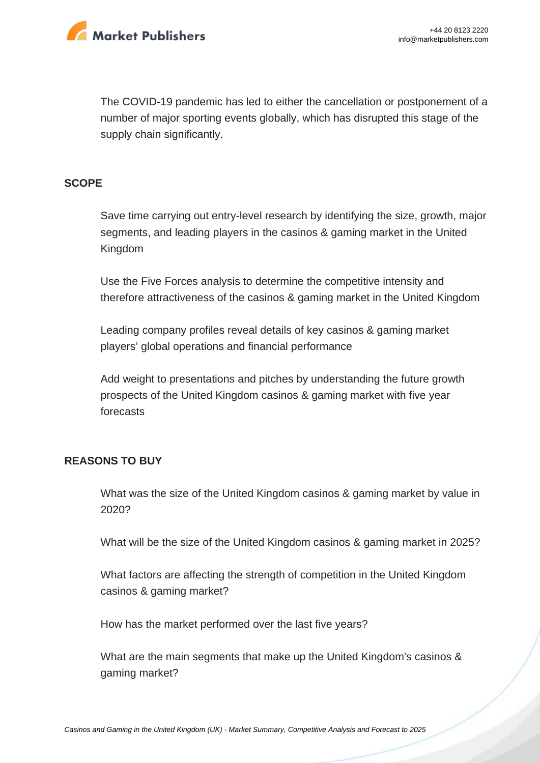The COVID-19 pandemic has led to either the cancellation or postponement of a number of major sporting events globally, which has disrupted this stage of the supply chain significantly.

## SCOPE

Save time carrying out entry-level research by identifying the size, growth, major segments, and leading players in the casinos & gaming market in the United Kingdom

Use the Five Forces analysis to determine the competitive intensity and therefore attractiveness of the casinos & gaming market in the United Kingdom

Leading company profiles reveal details of key casinos & gaming market players' global operations and financial performance

Add weight to presentations and pitches by understanding the future growth prospects of the United Kingdom casinos & gaming market with five year forecasts

## REASONS TO BUY

What was the size of the United Kingdom casinos & gaming market by value in 2020?

What will be the size of the United Kingdom casinos & gaming market in 2025?

What factors are affecting the strength of competition in the United Kingdom casinos & gaming market?

How has the market performed over the last five years?

What are the main segments that make up the United Kingdom's casinos & gaming market?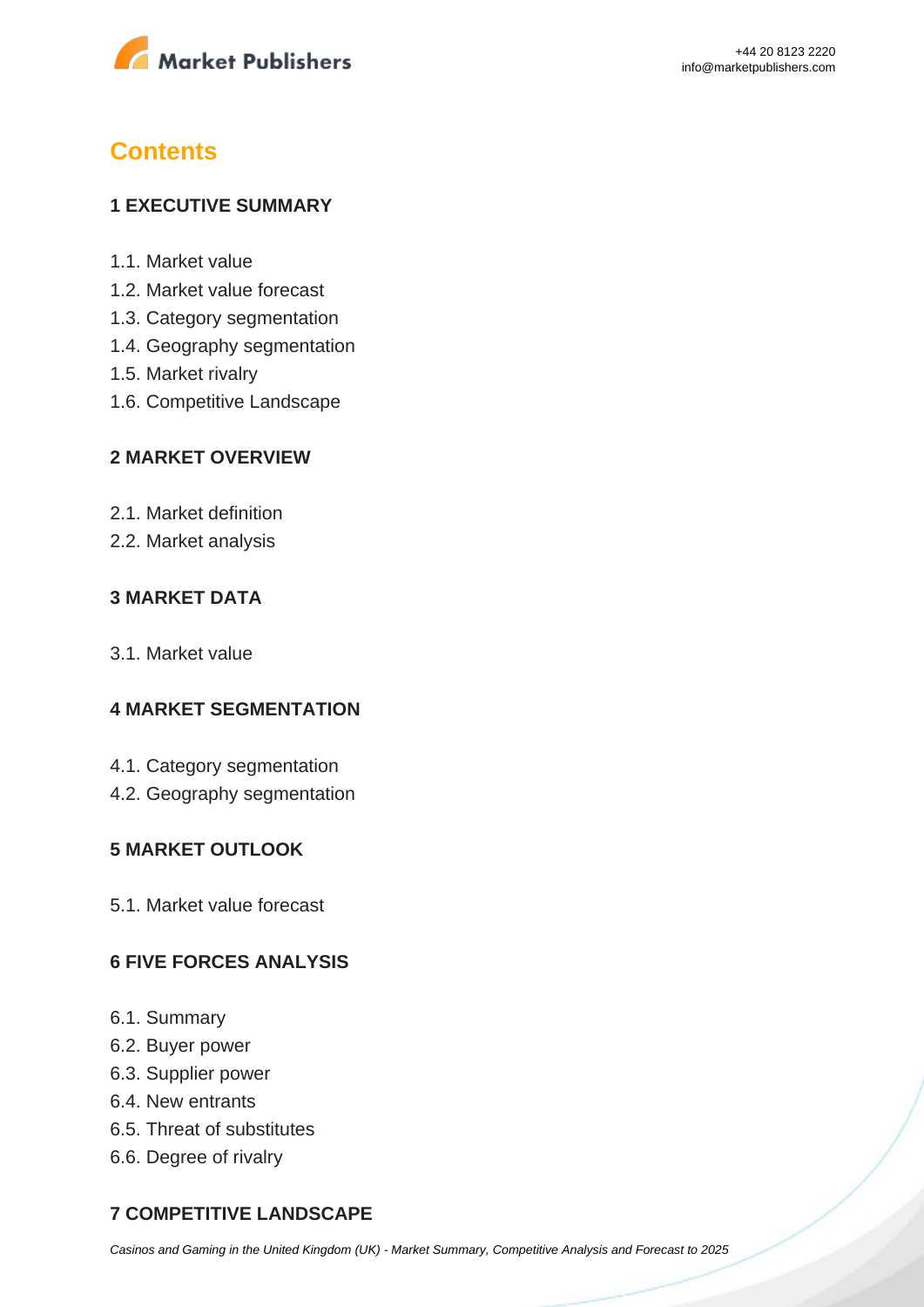# Contents

## 1 EXECUTIVE SUMMARY

1.1. Market value
1.2. Market value forecast
1.3. Category segmentation
1.4. Geography segmentation
1.5. Market rivalry
1.6. Competitive Landscape

## 2 MARKET OVERVIEW

2.1. Market definition
2.2. Market analysis

## 3 MARKET DATA

3.1. Market value

## 4 MARKET SEGMENTATION

4.1. Category segmentation
4.2. Geography segmentation

## 5 MARKET OUTLOOK

5.1. Market value forecast

## 6 FIVE FORCES ANALYSIS

6.1. Summary
6.2. Buyer power
6.3. Supplier power
6.4. New entrants
6.5. Threat of substitutes
6.6. Degree of rivalry

## 7 COMPETITIVE LANDSCAPE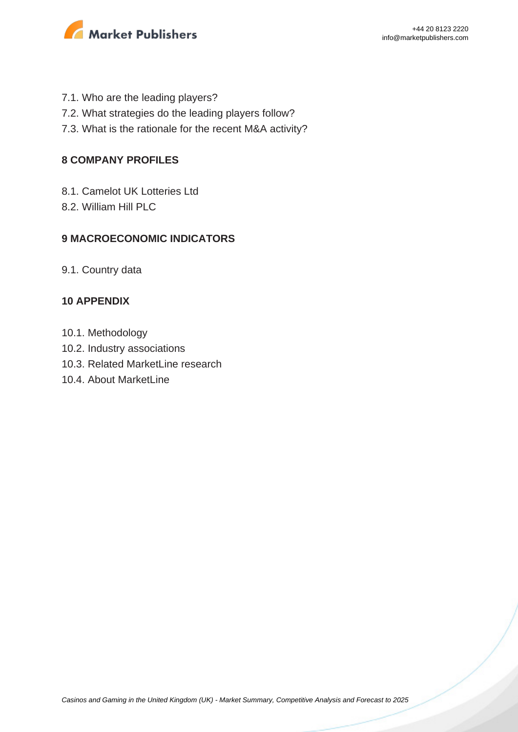7.1. Who are the leading players?
7.2. What strategies do the leading players follow?
7.3. What is the rationale for the recent M&A activity?

## 8 COMPANY PROFILES

8.1. Camelot UK Lotteries Ltd
8.2. William Hill PLC

## 9 MACROECONOMIC INDICATORS

9.1. Country data

## 10 APPENDIX

10.1. Methodology
10.2. Industry associations
10.3. Related MarketLine research
10.4. About MarketLine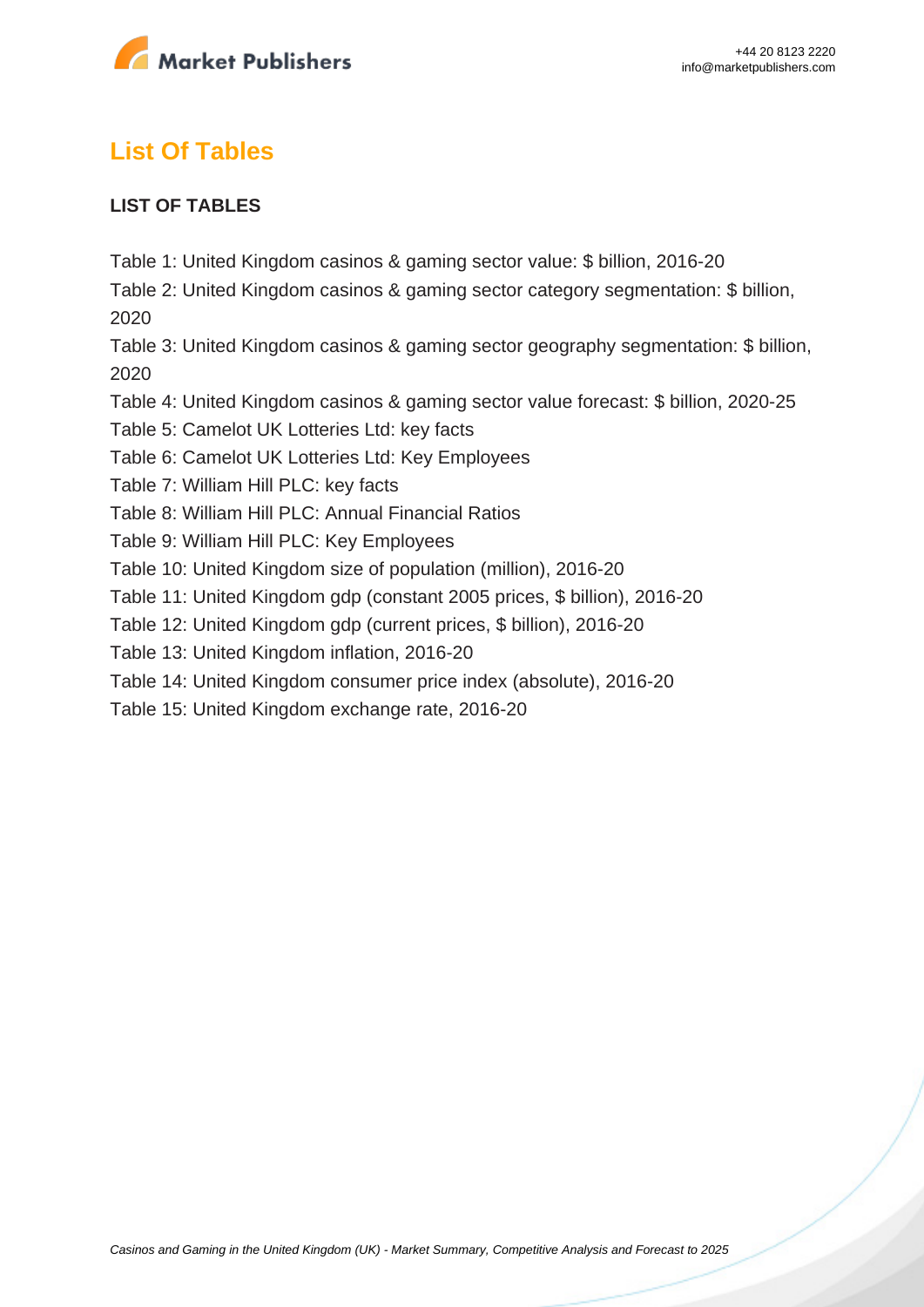## List Of Tables

**LIST OF TABLES**

Table 1: United Kingdom casinos & gaming sector value: $ billion, 2016-20

Table 2: United Kingdom casinos & gaming sector category segmentation: $ billion, 2020

Table 3: United Kingdom casinos & gaming sector geography segmentation: $ billion, 2020

Table 4: United Kingdom casinos & gaming sector value forecast: $ billion, 2020-25

Table 5: Camelot UK Lotteries Ltd: key facts

Table 6: Camelot UK Lotteries Ltd: Key Employees

Table 7: William Hill PLC: key facts

Table 8: William Hill PLC: Annual Financial Ratios

Table 9: William Hill PLC: Key Employees

Table 10: United Kingdom size of population (million), 2016-20

Table 11: United Kingdom gdp (constant 2005 prices, $ billion), 2016-20

Table 12: United Kingdom gdp (current prices, $ billion), 2016-20

Table 13: United Kingdom inflation, 2016-20

Table 14: United Kingdom consumer price index (absolute), 2016-20

Table 15: United Kingdom exchange rate, 2016-20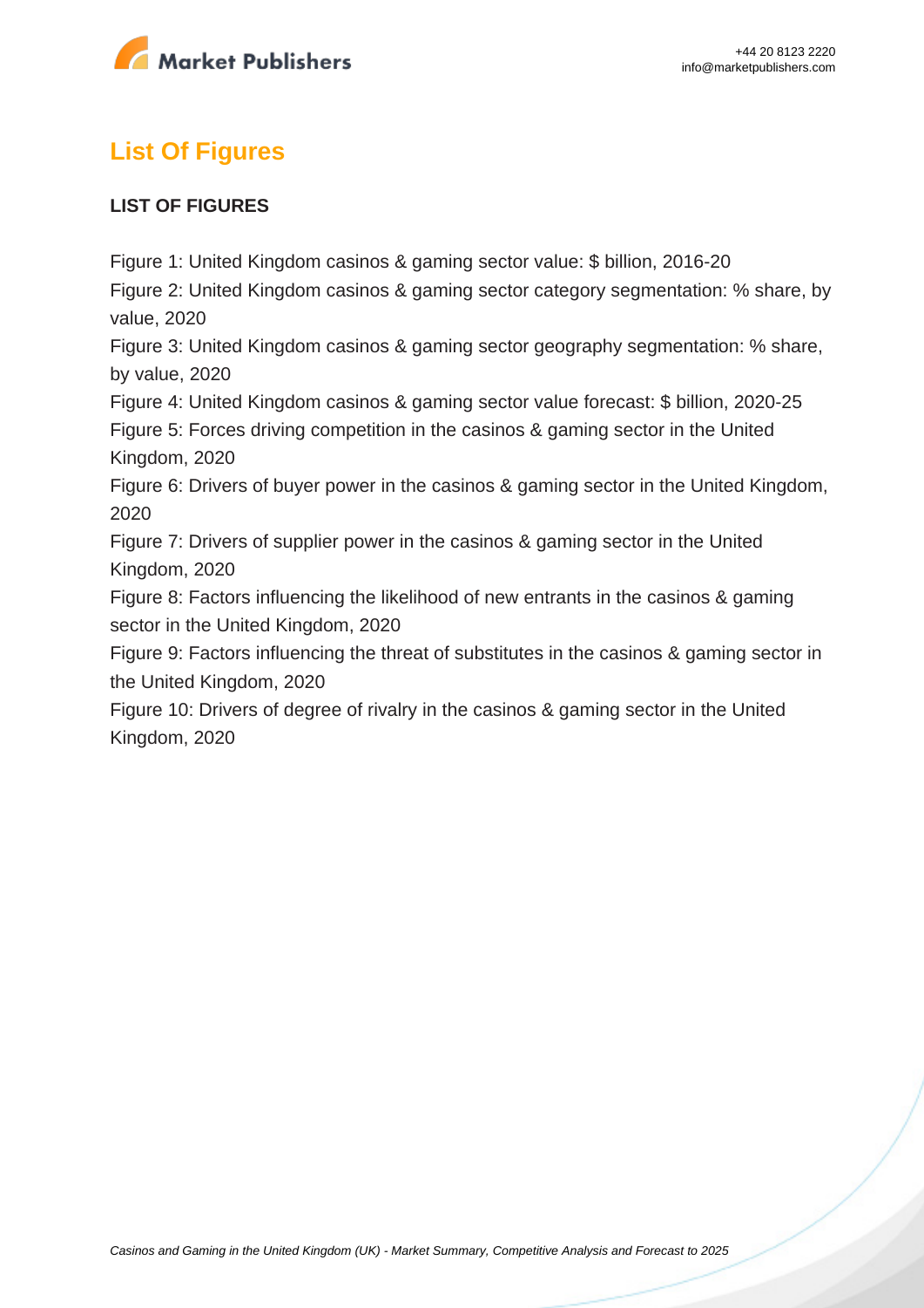## List Of Figures

**LIST OF FIGURES**

Figure 1: United Kingdom casinos & gaming sector value: $ billion, 2016-20
Figure 2: United Kingdom casinos & gaming sector category segmentation: % share, by value, 2020
Figure 3: United Kingdom casinos & gaming sector geography segmentation: % share, by value, 2020
Figure 4: United Kingdom casinos & gaming sector value forecast: $ billion, 2020-25
Figure 5: Forces driving competition in the casinos & gaming sector in the United Kingdom, 2020
Figure 6: Drivers of buyer power in the casinos & gaming sector in the United Kingdom, 2020
Figure 7: Drivers of supplier power in the casinos & gaming sector in the United Kingdom, 2020
Figure 8: Factors influencing the likelihood of new entrants in the casinos & gaming sector in the United Kingdom, 2020
Figure 9: Factors influencing the threat of substitutes in the casinos & gaming sector in the United Kingdom, 2020
Figure 10: Drivers of degree of rivalry in the casinos & gaming sector in the United Kingdom, 2020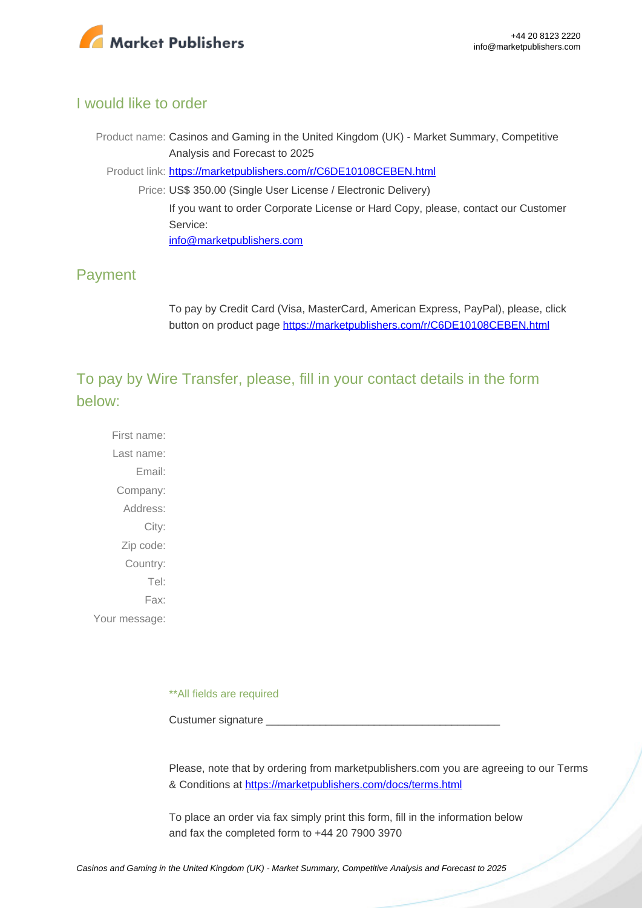## I would like to order

Product name: Casinos and Gaming in the United Kingdom (UK) - Market Summary, Competitive Analysis and Forecast to 2025

Product link: [https://marketpublishers.com/r/C6DE10108CEBEN.html](https://marketpublishers.com/r/C6DE10108CEBEN.html)

Price: US$ 350.00 (Single User License / Electronic Delivery)

If you want to order Corporate License or Hard Copy, please, contact our Customer Service:

[info@marketpublishers.com](mailto:info@marketpublishers.com)

## Payment

To pay by Credit Card (Visa, MasterCard, American Express, PayPal), please, click button on product page [https://marketpublishers.com/r/C6DE10108CEBEN.html](https://marketpublishers.com/r/C6DE10108CEBEN.html)

## To pay by Wire Transfer, please, fill in your contact details in the form below:

First name:

Last name:

Email:

Company:

Address:

City:

Zip code:

Country:

Tel:

Fax:

Your message:

**All fields are required

Custumer signature _______________________________________

Please, note that by ordering from marketpublishers.com you are agreeing to our Terms & Conditions at [https://marketpublishers.com/docs/terms.html](https://marketpublishers.com/docs/terms.html)

To place an order via fax simply print this form, fill in the information below and fax the completed form to +44 20 7900 3970